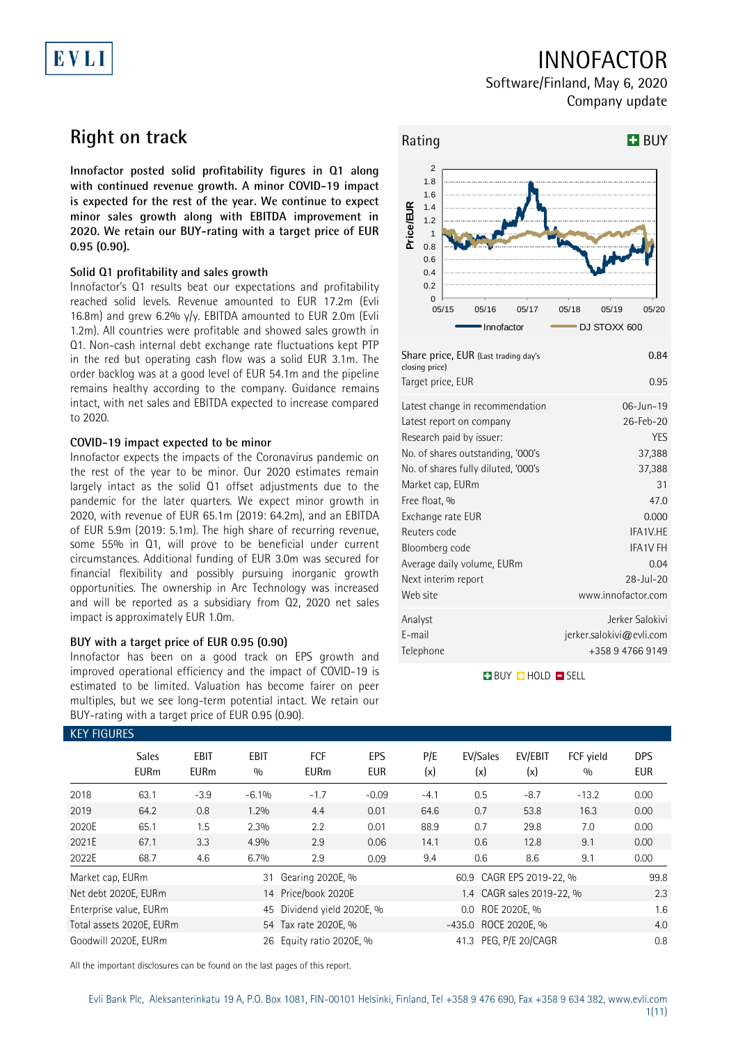EVLI

# INNOFACTOR

Software/Finland, May 6, 2020

Company update

## Right on track

**Innofactor posted solid profitability figures in Q1 along with continued revenue growth. A minor COVID-19 impact is expected for the rest of the year. We continue to expect minor sales growth along with EBITDA improvement in 2020. We retain our BUY-rating with a target price of EUR 0.95 (0.90).**

### Solid Q1 profitability and sales growth

Innofactor's Q1 results beat our expectations and profitability reached solid levels. Revenue amounted to EUR 17.2m (Evli 16.8m) and grew 6.2% y/y. EBITDA amounted to EUR 2.0m (Evli 1.2m). All countries were profitable and showed sales growth in Q1. Non-cash internal debt exchange rate fluctuations kept PTP in the red but operating cash flow was a solid EUR 3.1m. The order backlog was at a good level of EUR 54.1m and the pipeline remains healthy according to the company. Guidance remains intact, with net sales and EBITDA expected to increase compared to 2020.

### COVID-19 impact expected to be minor

Innofactor expects the impacts of the Coronavirus pandemic on the rest of the year to be minor. Our 2020 estimates remain largely intact as the solid Q1 offset adjustments due to the pandemic for the later quarters. We expect minor growth in 2020, with revenue of EUR 65.1m (2019: 64.2m), and an EBITDA of EUR 5.9m (2019: 5.1m). The high share of recurring revenue, some 55% in Q1, will prove to be beneficial under current circumstances. Additional funding of EUR 3.0m was secured for financial flexibility and possibly pursuing inorganic growth opportunities. The ownership in Arc Technology was increased and will be reported as a subsidiary from Q2, 2020 net sales impact is approximately EUR 1.0m.

### BUY with a target price of EUR 0.95 (0.90)

Innofactor has been on a good track on EPS growth and improved operational efficiency and the impact of COVID-19 is estimated to be limited. Valuation has become fairer on peer multiples, but we see long-term potential intact. We retain our BUY-rating with a target price of EUR 0.95 (0.90).

**Rating: BUY**

| | |
|---|---|
| Share price, EUR (Last trading day's closing price) | 0.84 |
| Target price, EUR | 0.95 |

| | |
|---|---|
| Latest change in recommendation | 06-Jun-19 |
| Latest report on company | 26-Feb-20 |
| Research paid by issuer: | YES |
| No. of shares outstanding, '000's | 37,388 |
| No. of shares fully diluted, '000's | 37,388 |
| Market cap, EURm | 31 |
| Free float, % | 47.0 |
| Exchange rate EUR | 0.000 |
| Reuters code | IFA1V.HE |
| Bloomberg code | IFA1V FH |
| Average daily volume, EURm | 0.04 |
| Next interim report | 28-Jul-20 |
| Web site | www.innofactor.com |

| | |
|---|---|
| Analyst | Jerker Salokivi |
| E-mail | jerker.salokivi@evli.com |
| Telephone | +358 9 4766 9149 |

BUY HOLD SELL

### KEY FIGURES

| | Sales EURm | EBIT EURm | EBIT % | FCF EURm | EPS EUR | P/E (x) | EV/Sales (x) | EV/EBIT (x) | FCF yield % | DPS EUR |
|---|---|---|---|---|---|---|---|---|---|---|
| 2018 | 63.1 | -3.9 | -6.1% | -1.7 | -0.09 | -4.1 | 0.5 | -8.7 | -13.2 | 0.00 |
| 2019 | 64.2 | 0.8 | 1.2% | 4.4 | 0.01 | 64.6 | 0.7 | 53.8 | 16.3 | 0.00 |
| 2020E | 65.1 | 1.5 | 2.3% | 2.2 | 0.01 | 88.9 | 0.7 | 29.8 | 7.0 | 0.00 |
| 2021E | 67.1 | 3.3 | 4.9% | 2.9 | 0.06 | 14.1 | 0.6 | 12.8 | 9.1 | 0.00 |
| 2022E | 68.7 | 4.6 | 6.7% | 2.9 | 0.09 | 9.4 | 0.6 | 8.6 | 9.1 | 0.00 |

| | | | | | |
|---|---|---|---|---|---|
| Market cap, EURm | 31 | Gearing 2020E, % | 60.9 | CAGR EPS 2019-22, % | 99.8 |
| Net debt 2020E, EURm | 14 | Price/book 2020E | 1.4 | CAGR sales 2019-22, % | 2.3 |
| Enterprise value, EURm | 45 | Dividend yield 2020E, % | 0.0 | ROE 2020E, % | 1.6 |
| Total assets 2020E, EURm | 54 | Tax rate 2020E, % | -435.0 | ROCE 2020E, % | 4.0 |
| Goodwill 2020E, EURm | 26 | Equity ratio 2020E, % | 41.3 | PEG, P/E 20/CAGR | 0.8 |

All the important disclosures can be found on the last pages of this report.

Evli Bank Plc, Aleksanterinkatu 19 A, P.O. Box 1081, FIN-00101 Helsinki, Finland, Tel +358 9 476 690, Fax +358 9 634 382, www.evli.com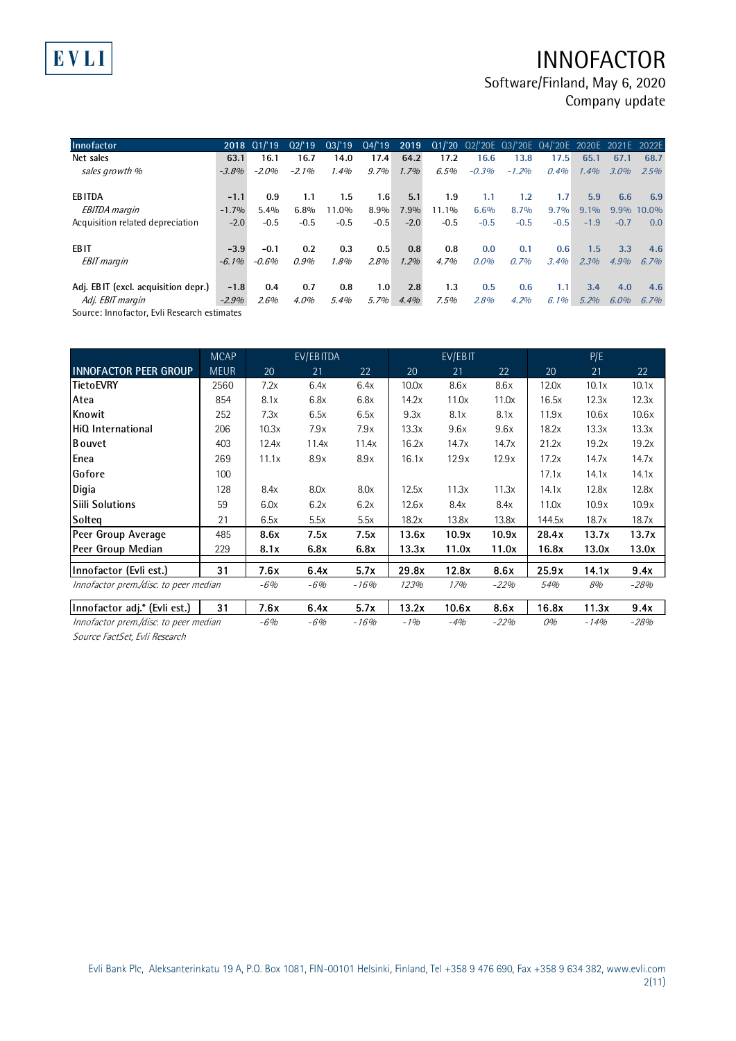| Innofactor | 2018 | Q1/'19 | Q2/'19 | Q3/'19 | Q4/'19 | 2019 | Q1/'20 | Q2/'20E | Q3/'20E | Q4/'20E | 2020E | 2021E | 2022E |
|---|---|---|---|---|---|---|---|---|---|---|---|---|---|
| **Net sales** | 63.1 | 16.1 | 16.7 | 14.0 | 17.4 | 64.2 | 17.2 | 16.6 | 13.8 | 17.5 | 65.1 | 67.1 | 68.7 |
| *sales growth %* | -3.8% | -2.0% | -2.1% | 1.4% | 9.7% | 1.7% | 6.5% | -0.3% | -1.2% | 0.4% | 1.4% | 3.0% | 2.5% |
| | | | | | | | | | | | | | |
| **EBITDA** | -1.1 | 0.9 | 1.1 | 1.5 | 1.6 | 5.1 | 1.9 | 1.1 | 1.2 | 1.7 | 5.9 | 6.6 | 6.9 |
| *EBITDA margin* | -1.7% | 5.4% | 6.8% | 11.0% | 8.9% | 7.9% | 11.1% | 6.6% | 8.7% | 9.7% | 9.1% | 9.9% | 10.0% |
| Acquisition related depreciation | -2.0 | -0.5 | -0.5 | -0.5 | -0.5 | -2.0 | -0.5 | -0.5 | -0.5 | -0.5 | -1.9 | -0.7 | 0.0 |
| | | | | | | | | | | | | | |
| **EBIT** | -3.9 | -0.1 | 0.2 | 0.3 | 0.5 | 0.8 | 0.8 | 0.0 | 0.1 | 0.6 | 1.5 | 3.3 | 4.6 |
| *EBIT margin* | -6.1% | -0.6% | 0.9% | 1.8% | 2.8% | 1.2% | 4.7% | 0.0% | 0.7% | 3.4% | 2.3% | 4.9% | 6.7% |
| | | | | | | | | | | | | | |
| **Adj. EBIT (excl. acquisition depr.)** | -1.8 | 0.4 | 0.7 | 0.8 | 1.0 | 2.8 | 1.3 | 0.5 | 0.6 | 1.1 | 3.4 | 4.0 | 4.6 |
| *Adj. EBIT margin* | -2.9% | 2.6% | 4.0% | 5.4% | 5.7% | 4.4% | 7.5% | 2.8% | 4.2% | 6.1% | 5.2% | 6.0% | 6.7% |

Source: Innofactor, Evli Research estimates

| | MCAP | EV/EBITDA | | | EV/EBIT | | | P/E | | |
|---|---|---|---|---|---|---|---|---|---|---|
| **INNOFACTOR PEER GROUP** | MEUR | 20 | 21 | 22 | 20 | 21 | 22 | 20 | 21 | 22 |
| **TietoEVRY** | 2560 | 7.2x | 6.4x | 6.4x | 10.0x | 8.6x | 8.6x | 12.0x | 10.1x | 10.1x |
| **Atea** | 854 | 8.1x | 6.8x | 6.8x | 14.2x | 11.0x | 11.0x | 16.5x | 12.3x | 12.3x |
| **Knowit** | 252 | 7.3x | 6.5x | 6.5x | 9.3x | 8.1x | 8.1x | 11.9x | 10.6x | 10.6x |
| **HiQ International** | 206 | 10.3x | 7.9x | 7.9x | 13.3x | 9.6x | 9.6x | 18.2x | 13.3x | 13.3x |
| **Bouvet** | 403 | 12.4x | 11.4x | 11.4x | 16.2x | 14.7x | 14.7x | 21.2x | 19.2x | 19.2x |
| **Enea** | 269 | 11.1x | 8.9x | 8.9x | 16.1x | 12.9x | 12.9x | 17.2x | 14.7x | 14.7x |
| **Gofore** | 100 | | | | | | | 17.1x | 14.1x | 14.1x |
| **Digia** | 128 | 8.4x | 8.0x | 8.0x | 12.5x | 11.3x | 11.3x | 14.1x | 12.8x | 12.8x |
| **Siili Solutions** | 59 | 6.0x | 6.2x | 6.2x | 12.6x | 8.4x | 8.4x | 11.0x | 10.9x | 10.9x |
| **Solteq** | 21 | 6.5x | 5.5x | 5.5x | 18.2x | 13.8x | 13.8x | 144.5x | 18.7x | 18.7x |
| **Peer Group Average** | 485 | **8.6x** | **7.5x** | **7.5x** | **13.6x** | **10.9x** | **10.9x** | **28.4x** | **13.7x** | **13.7x** |
| **Peer Group Median** | 229 | **8.1x** | **6.8x** | **6.8x** | **13.3x** | **11.0x** | **11.0x** | **16.8x** | **13.0x** | **13.0x** |
| | | | | | | | | | | |
| **Innofactor (Evli est.)** | **31** | **7.6x** | **6.4x** | **5.7x** | **29.8x** | **12.8x** | **8.6x** | **25.9x** | **14.1x** | **9.4x** |
| *Innofactor prem./disc. to peer median* | | *-6%* | *-6%* | *-16%* | *123%* | *17%* | *-22%* | *54%* | *8%* | *-28%* |
| | | | | | | | | | | |
| **Innofactor adj.* (Evli est.)** | **31** | **7.6x** | **6.4x** | **5.7x** | **13.2x** | **10.6x** | **8.6x** | **16.8x** | **11.3x** | **9.4x** |
| *Innofactor prem./disc. to peer median* | | *-6%* | *-6%* | *-16%* | *-1%* | *-4%* | *-22%* | *0%* | *-14%* | *-28%* |

*Source FactSet, Evli Research*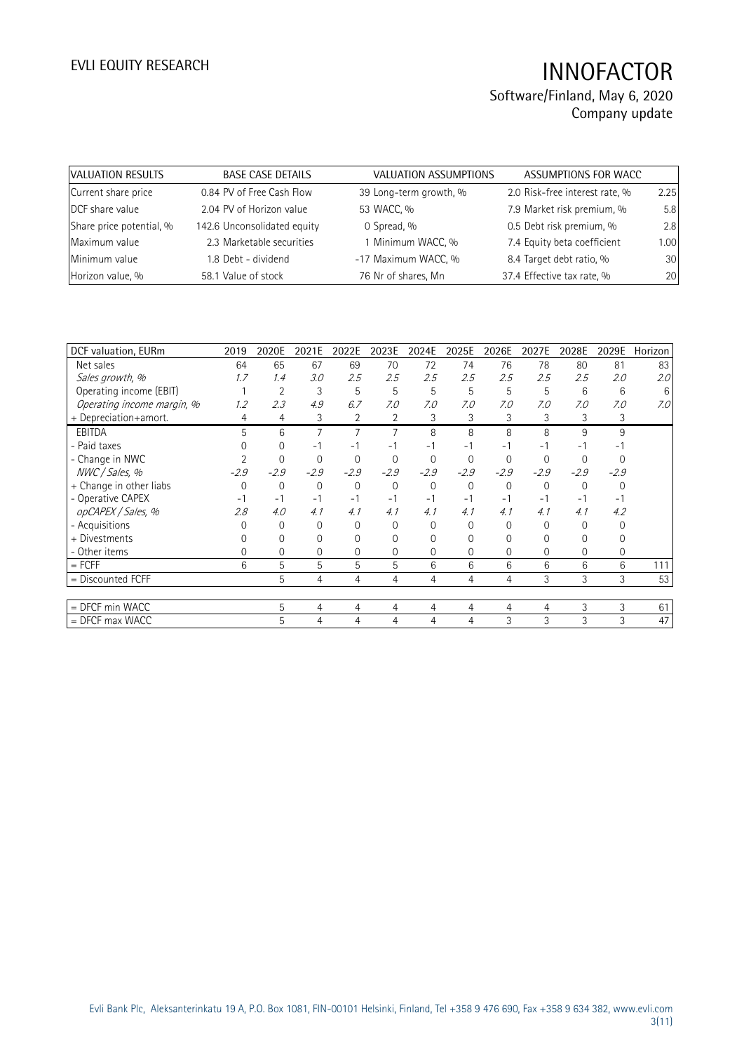EVLI EQUITY RESEARCH

# INNOFACTOR

Software/Finland, May 6, 2020
Company update

| VALUATION RESULTS | BASE CASE DETAILS | | VALUATION ASSUMPTIONS | | ASSUMPTIONS FOR WACC | |
|---|---|---|---|---|---|---|
| Current share price | 0.84 | PV of Free Cash Flow | 39 | Long-term growth, % | 2.0 | Risk-free interest rate, % | 2.25 |
| DCF share value | 2.04 | PV of Horizon value | 53 | WACC, % | 7.9 | Market risk premium, % | 5.8 |
| Share price potential, % | 142.6 | Unconsolidated equity | 0 | Spread, % | 0.5 | Debt risk premium, % | 2.8 |
| Maximum value | 2.3 | Marketable securities | 1 | Minimum WACC, % | 7.4 | Equity beta coefficient | 1.00 |
| Minimum value | 1.8 | Debt - dividend | -17 | Maximum WACC, % | 8.4 | Target debt ratio, % | 30 |
| Horizon value, % | 58.1 | Value of stock | 76 | Nr of shares, Mn | 37.4 | Effective tax rate, % | 20 |

| DCF valuation, EURm | 2019 | 2020E | 2021E | 2022E | 2023E | 2024E | 2025E | 2026E | 2027E | 2028E | 2029E | Horizon |
|---|---|---|---|---|---|---|---|---|---|---|---|---|
| Net sales | 64 | 65 | 67 | 69 | 70 | 72 | 74 | 76 | 78 | 80 | 81 | 83 |
| *Sales growth, %* | *1.7* | *1.4* | *3.0* | *2.5* | *2.5* | *2.5* | *2.5* | *2.5* | *2.5* | *2.5* | *2.0* | *2.0* |
| Operating income (EBIT) | 1 | 2 | 3 | 5 | 5 | 5 | 5 | 5 | 5 | 6 | 6 | 6 |
| *Operating income margin, %* | *1.2* | *2.3* | *4.9* | *6.7* | *7.0* | *7.0* | *7.0* | *7.0* | *7.0* | *7.0* | *7.0* | *7.0* |
| + Depreciation+amort. | 4 | 4 | 3 | 2 | 2 | 3 | 3 | 3 | 3 | 3 | 3 | |
| EBITDA | 5 | 6 | 7 | 7 | 7 | 8 | 8 | 8 | 8 | 9 | 9 | |
| - Paid taxes | 0 | 0 | -1 | -1 | -1 | -1 | -1 | -1 | -1 | -1 | -1 | |
| - Change in NWC | 2 | 0 | 0 | 0 | 0 | 0 | 0 | 0 | 0 | 0 | 0 | |
| *NWC / Sales, %* | *-2.9* | *-2.9* | *-2.9* | *-2.9* | *-2.9* | *-2.9* | *-2.9* | *-2.9* | *-2.9* | *-2.9* | *-2.9* | |
| + Change in other liabs | 0 | 0 | 0 | 0 | 0 | 0 | 0 | 0 | 0 | 0 | 0 | |
| - Operative CAPEX | -1 | -1 | -1 | -1 | -1 | -1 | -1 | -1 | -1 | -1 | -1 | |
| *opCAPEX / Sales, %* | *2.8* | *4.0* | *4.1* | *4.1* | *4.1* | *4.1* | *4.1* | *4.1* | *4.1* | *4.1* | *4.2* | |
| - Acquisitions | 0 | 0 | 0 | 0 | 0 | 0 | 0 | 0 | 0 | 0 | 0 | |
| + Divestments | 0 | 0 | 0 | 0 | 0 | 0 | 0 | 0 | 0 | 0 | 0 | |
| - Other items | 0 | 0 | 0 | 0 | 0 | 0 | 0 | 0 | 0 | 0 | 0 | |
| = FCFF | 6 | 5 | 5 | 5 | 5 | 6 | 6 | 6 | 6 | 6 | 6 | 111 |
| = Discounted FCFF | | 5 | 4 | 4 | 4 | 4 | 4 | 4 | 3 | 3 | 3 | 53 |
| | | | | | | | | | | | | |
| = DFCF min WACC | | 5 | 4 | 4 | 4 | 4 | 4 | 4 | 4 | 3 | 3 | 61 |
| = DFCF max WACC | | 5 | 4 | 4 | 4 | 4 | 4 | 3 | 3 | 3 | 3 | 47 |

Evli Bank Plc, Aleksanterinkatu 19 A, P.O. Box 1081, FIN-00101 Helsinki, Finland, Tel +358 9 476 690, Fax +358 9 634 382, www.evli.com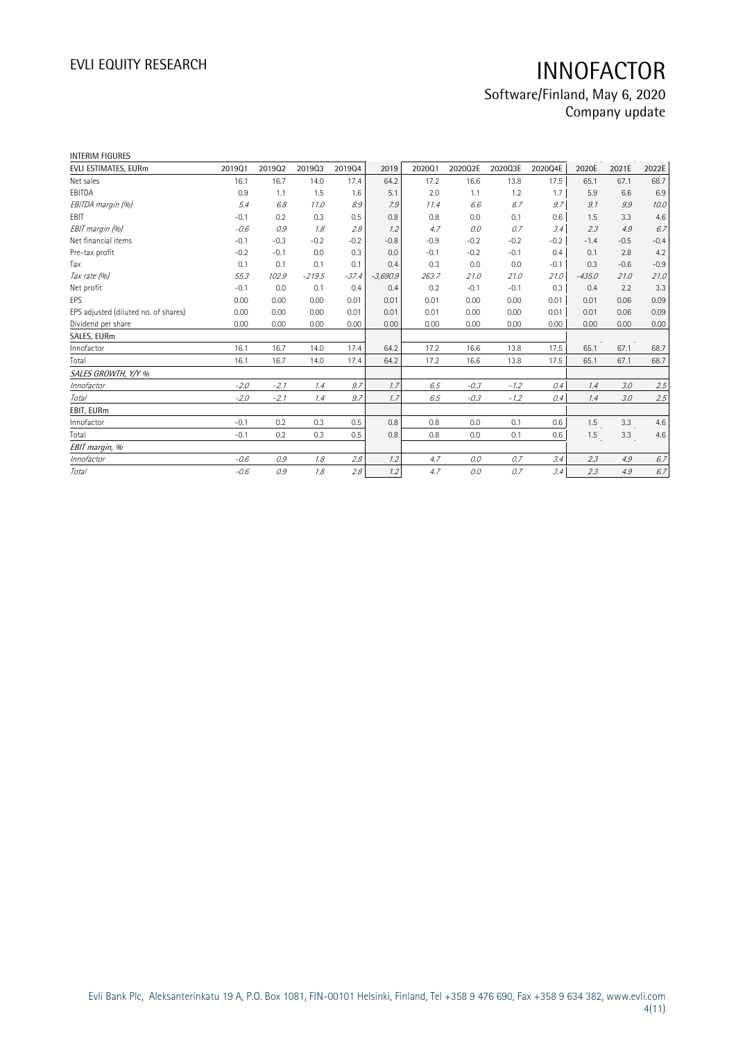INTERIM FIGURES

| EVLI ESTIMATES, EURm | 2019Q1 | 2019Q2 | 2019Q3 | 2019Q4 | 2019 | 2020Q1 | 2020Q2E | 2020Q3E | 2020Q4E | 2020E | 2021E | 2022E |
|---|---|---|---|---|---|---|---|---|---|---|---|---|
| Net sales | 16.1 | 16.7 | 14.0 | 17.4 | 64.2 | 17.2 | 16.6 | 13.8 | 17.5 | 65.1 | 67.1 | 68.7 |
| EBITDA | 0.9 | 1.1 | 1.5 | 1.6 | 5.1 | 2.0 | 1.1 | 1.2 | 1.7 | 5.9 | 6.6 | 6.9 |
| *EBITDA margin (%)* | *5.4* | *6.8* | *11.0* | *8.9* | *7.9* | *11.4* | *6.6* | *8.7* | *9.7* | *9.1* | *9.9* | *10.0* |
| EBIT | -0.1 | 0.2 | 0.3 | 0.5 | 0.8 | 0.8 | 0.0 | 0.1 | 0.6 | 1.5 | 3.3 | 4.6 |
| *EBIT margin (%)* | *-0.6* | *0.9* | *1.8* | *2.8* | *1.2* | *4.7* | *0.0* | *0.7* | *3.4* | *2.3* | *4.9* | *6.7* |
| Net financial items | -0.1 | -0.3 | -0.2 | -0.2 | -0.8 | -0.9 | -0.2 | -0.2 | -0.2 | -1.4 | -0.5 | -0.4 |
| Pre-tax profit | -0.2 | -0.1 | 0.0 | 0.3 | 0.0 | -0.1 | -0.2 | -0.1 | 0.4 | 0.1 | 2.8 | 4.2 |
| Tax | 0.1 | 0.1 | 0.1 | 0.1 | 0.4 | 0.3 | 0.0 | 0.0 | -0.1 | 0.3 | -0.6 | -0.9 |
| *Tax rate (%)* | *55.3* | *102.9* | *-219.5* | *-37.4* | *-3,690.9* | *263.7* | *21.0* | *21.0* | *21.0* | *-435.0* | *21.0* | *21.0* |
| Net profit | -0.1 | 0.0 | 0.1 | 0.4 | 0.4 | 0.2 | -0.1 | -0.1 | 0.3 | 0.4 | 2.2 | 3.3 |
| EPS | 0.00 | 0.00 | 0.00 | 0.01 | 0.01 | 0.01 | 0.00 | 0.00 | 0.01 | 0.01 | 0.06 | 0.09 |
| EPS adjusted (diluted no. of shares) | 0.00 | 0.00 | 0.00 | 0.01 | 0.01 | 0.01 | 0.00 | 0.00 | 0.01 | 0.01 | 0.06 | 0.09 |
| Dividend per share | 0.00 | 0.00 | 0.00 | 0.00 | 0.00 | 0.00 | 0.00 | 0.00 | 0.00 | 0.00 | 0.00 | 0.00 |
| SALES, EURm | | | | | | | | | | | | |
| Innofactor | 16.1 | 16.7 | 14.0 | 17.4 | 64.2 | 17.2 | 16.6 | 13.8 | 17.5 | 65.1 | 67.1 | 68.7 |
| Total | 16.1 | 16.7 | 14.0 | 17.4 | 64.2 | 17.2 | 16.6 | 13.8 | 17.5 | 65.1 | 67.1 | 68.7 |
| *SALES GROWTH, Y/Y %* | | | | | | | | | | | | |
| *Innofactor* | *-2.0* | *-2.1* | *1.4* | *9.7* | *1.7* | *6.5* | *-0.3* | *-1.2* | *0.4* | *1.4* | *3.0* | *2.5* |
| *Total* | *-2.0* | *-2.1* | *1.4* | *9.7* | *1.7* | *6.5* | *-0.3* | *-1.2* | *0.4* | *1.4* | *3.0* | *2.5* |
| EBIT, EURm | | | | | | | | | | | | |
| Innofactor | -0.1 | 0.2 | 0.3 | 0.5 | 0.8 | 0.8 | 0.0 | 0.1 | 0.6 | 1.5 | 3.3 | 4.6 |
| Total | -0.1 | 0.2 | 0.3 | 0.5 | 0.8 | 0.8 | 0.0 | 0.1 | 0.6 | 1.5 | 3.3 | 4.6 |
| *EBIT margin, %* | | | | | | | | | | | | |
| *Innofactor* | *-0.6* | *0.9* | *1.8* | *2.8* | *1.2* | *4.7* | *0.0* | *0.7* | *3.4* | *2.3* | *4.9* | *6.7* |
| *Total* | *-0.6* | *0.9* | *1.8* | *2.8* | *1.2* | *4.7* | *0.0* | *0.7* | *3.4* | *2.3* | *4.9* | *6.7* |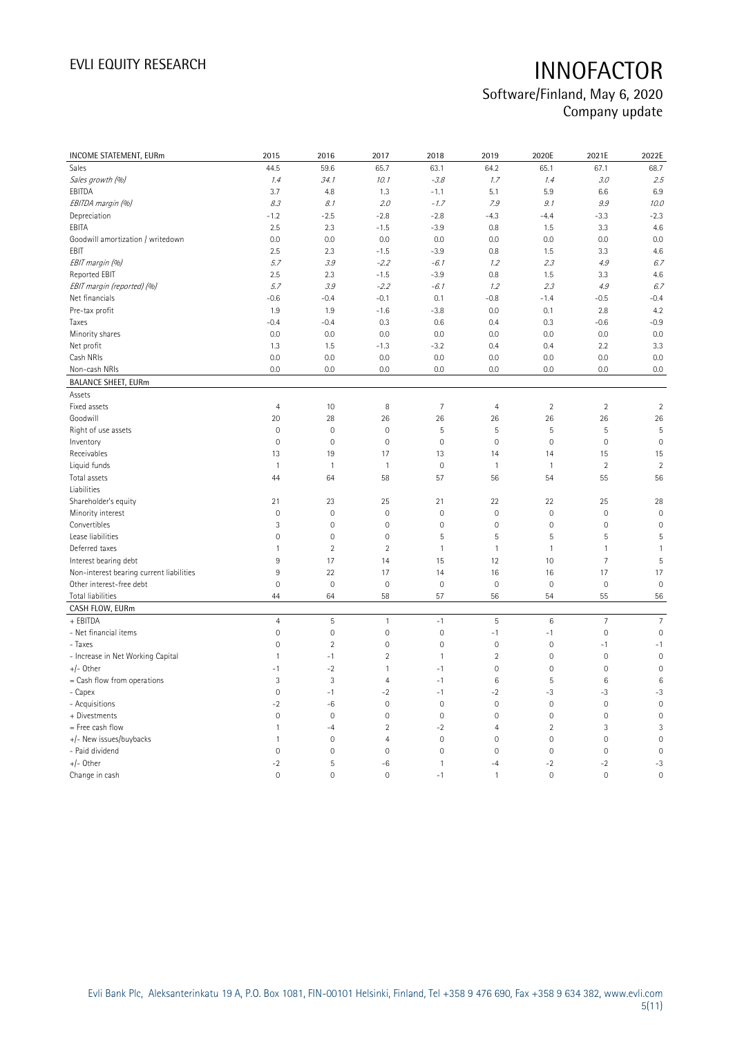| INCOME STATEMENT, EURm | 2015 | 2016 | 2017 | 2018 | 2019 | 2020E | 2021E | 2022E |
|---|---|---|---|---|---|---|---|---|
| Sales | 44.5 | 59.6 | 65.7 | 63.1 | 64.2 | 65.1 | 67.1 | 68.7 |
| *Sales growth (%)* | *1.4* | *34.1* | *10.1* | *-3.8* | *1.7* | *1.4* | *3.0* | *2.5* |
| EBITDA | 3.7 | 4.8 | 1.3 | -1.1 | 5.1 | 5.9 | 6.6 | 6.9 |
| *EBITDA margin (%)* | *8.3* | *8.1* | *2.0* | *-1.7* | *7.9* | *9.1* | *9.9* | *10.0* |
| Depreciation | -1.2 | -2.5 | -2.8 | -2.8 | -4.3 | -4.4 | -3.3 | -2.3 |
| EBITA | 2.5 | 2.3 | -1.5 | -3.9 | 0.8 | 1.5 | 3.3 | 4.6 |
| Goodwill amortization / writedown | 0.0 | 0.0 | 0.0 | 0.0 | 0.0 | 0.0 | 0.0 | 0.0 |
| EBIT | 2.5 | 2.3 | -1.5 | -3.9 | 0.8 | 1.5 | 3.3 | 4.6 |
| *EBIT margin (%)* | *5.7* | *3.9* | *-2.2* | *-6.1* | *1.2* | *2.3* | *4.9* | *6.7* |
| Reported EBIT | 2.5 | 2.3 | -1.5 | -3.9 | 0.8 | 1.5 | 3.3 | 4.6 |
| *EBIT margin (reported) (%)* | *5.7* | *3.9* | *-2.2* | *-6.1* | *1.2* | *2.3* | *4.9* | *6.7* |
| Net financials | -0.6 | -0.4 | -0.1 | 0.1 | -0.8 | -1.4 | -0.5 | -0.4 |
| Pre-tax profit | 1.9 | 1.9 | -1.6 | -3.8 | 0.0 | 0.1 | 2.8 | 4.2 |
| Taxes | -0.4 | -0.4 | 0.3 | 0.6 | 0.4 | 0.3 | -0.6 | -0.9 |
| Minority shares | 0.0 | 0.0 | 0.0 | 0.0 | 0.0 | 0.0 | 0.0 | 0.0 |
| Net profit | 1.3 | 1.5 | -1.3 | -3.2 | 0.4 | 0.4 | 2.2 | 3.3 |
| Cash NRIs | 0.0 | 0.0 | 0.0 | 0.0 | 0.0 | 0.0 | 0.0 | 0.0 |
| Non-cash NRIs | 0.0 | 0.0 | 0.0 | 0.0 | 0.0 | 0.0 | 0.0 | 0.0 |
| **BALANCE SHEET, EURm** | | | | | | | | |
| Assets | | | | | | | | |
| Fixed assets | 4 | 10 | 8 | 7 | 4 | 2 | 2 | 2 |
| Goodwill | 20 | 28 | 26 | 26 | 26 | 26 | 26 | 26 |
| Right of use assets | 0 | 0 | 0 | 5 | 5 | 5 | 5 | 5 |
| Inventory | 0 | 0 | 0 | 0 | 0 | 0 | 0 | 0 |
| Receivables | 13 | 19 | 17 | 13 | 14 | 14 | 15 | 15 |
| Liquid funds | 1 | 1 | 1 | 0 | 1 | 1 | 2 | 2 |
| Total assets | 44 | 64 | 58 | 57 | 56 | 54 | 55 | 56 |
| Liabilities | | | | | | | | |
| Shareholder's equity | 21 | 23 | 25 | 21 | 22 | 22 | 25 | 28 |
| Minority interest | 0 | 0 | 0 | 0 | 0 | 0 | 0 | 0 |
| Convertibles | 3 | 0 | 0 | 0 | 0 | 0 | 0 | 0 |
| Lease liabilities | 0 | 0 | 0 | 5 | 5 | 5 | 5 | 5 |
| Deferred taxes | 1 | 2 | 2 | 1 | 1 | 1 | 1 | 1 |
| Interest bearing debt | 9 | 17 | 14 | 15 | 12 | 10 | 7 | 5 |
| Non-interest bearing current liabilities | 9 | 22 | 17 | 14 | 16 | 16 | 17 | 17 |
| Other interest-free debt | 0 | 0 | 0 | 0 | 0 | 0 | 0 | 0 |
| Total liabilities | 44 | 64 | 58 | 57 | 56 | 54 | 55 | 56 |
| **CASH FLOW, EURm** | | | | | | | | |
| + EBITDA | 4 | 5 | 1 | -1 | 5 | 6 | 7 | 7 |
| - Net financial items | 0 | 0 | 0 | 0 | -1 | -1 | 0 | 0 |
| - Taxes | 0 | 2 | 0 | 0 | 0 | 0 | -1 | -1 |
| - Increase in Net Working Capital | 1 | -1 | 2 | 1 | 2 | 0 | 0 | 0 |
| +/- Other | -1 | -2 | 1 | -1 | 0 | 0 | 0 | 0 |
| = Cash flow from operations | 3 | 3 | 4 | -1 | 6 | 5 | 6 | 6 |
| - Capex | 0 | -1 | -2 | -1 | -2 | -3 | -3 | -3 |
| - Acquisitions | -2 | -6 | 0 | 0 | 0 | 0 | 0 | 0 |
| + Divestments | 0 | 0 | 0 | 0 | 0 | 0 | 0 | 0 |
| = Free cash flow | 1 | -4 | 2 | -2 | 4 | 2 | 3 | 3 |
| +/- New issues/buybacks | 1 | 0 | 4 | 0 | 0 | 0 | 0 | 0 |
| - Paid dividend | 0 | 0 | 0 | 0 | 0 | 0 | 0 | 0 |
| +/- Other | -2 | 5 | -6 | 1 | -4 | -2 | -2 | -3 |
| Change in cash | 0 | 0 | 0 | -1 | 1 | 0 | 0 | 0 |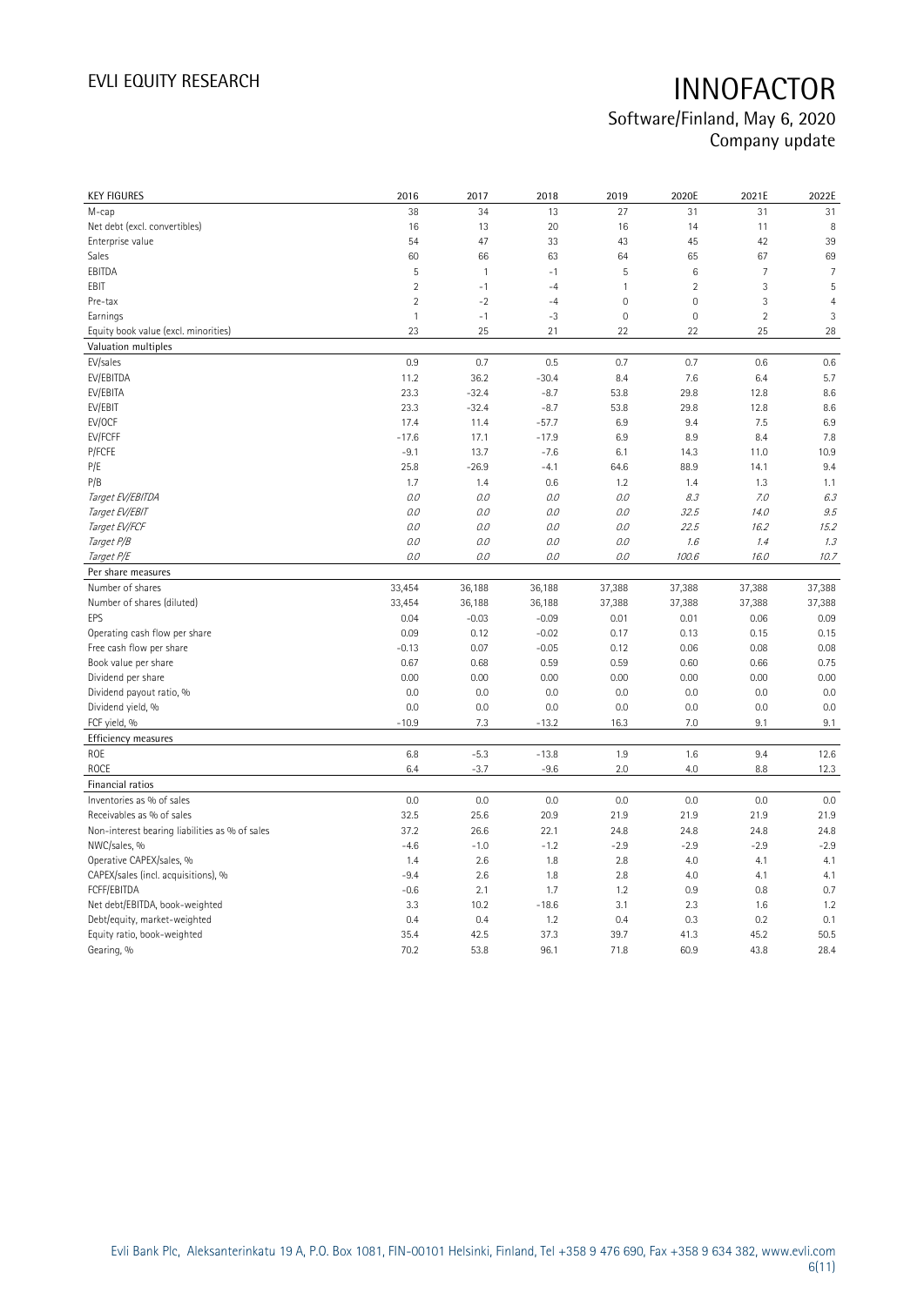# INNOFACTOR

Software/Finland, May 6, 2020
Company update

| KEY FIGURES | 2016 | 2017 | 2018 | 2019 | 2020E | 2021E | 2022E |
|---|---|---|---|---|---|---|---|
| M-cap | 38 | 34 | 13 | 27 | 31 | 31 | 31 |
| Net debt (excl. convertibles) | 16 | 13 | 20 | 16 | 14 | 11 | 8 |
| Enterprise value | 54 | 47 | 33 | 43 | 45 | 42 | 39 |
| Sales | 60 | 66 | 63 | 64 | 65 | 67 | 69 |
| EBITDA | 5 | 1 | -1 | 5 | 6 | 7 | 7 |
| EBIT | 2 | -1 | -4 | 1 | 2 | 3 | 5 |
| Pre-tax | 2 | -2 | -4 | 0 | 0 | 3 | 4 |
| Earnings | 1 | -1 | -3 | 0 | 0 | 2 | 3 |
| Equity book value (excl. minorities) | 23 | 25 | 21 | 22 | 22 | 25 | 28 |
| **Valuation multiples** | | | | | | | |
| EV/sales | 0.9 | 0.7 | 0.5 | 0.7 | 0.7 | 0.6 | 0.6 |
| EV/EBITDA | 11.2 | 36.2 | -30.4 | 8.4 | 7.6 | 6.4 | 5.7 |
| EV/EBITA | 23.3 | -32.4 | -8.7 | 53.8 | 29.8 | 12.8 | 8.6 |
| EV/EBIT | 23.3 | -32.4 | -8.7 | 53.8 | 29.8 | 12.8 | 8.6 |
| EV/OCF | 17.4 | 11.4 | -57.7 | 6.9 | 9.4 | 7.5 | 6.9 |
| EV/FCFF | -17.6 | 17.1 | -17.9 | 6.9 | 8.9 | 8.4 | 7.8 |
| P/FCFE | -9.1 | 13.7 | -7.6 | 6.1 | 14.3 | 11.0 | 10.9 |
| P/E | 25.8 | -26.9 | -4.1 | 64.6 | 88.9 | 14.1 | 9.4 |
| P/B | 1.7 | 1.4 | 0.6 | 1.2 | 1.4 | 1.3 | 1.1 |
| *Target EV/EBITDA* | *0.0* | *0.0* | *0.0* | *0.0* | *8.3* | *7.0* | *6.3* |
| *Target EV/EBIT* | *0.0* | *0.0* | *0.0* | *0.0* | *32.5* | *14.0* | *9.5* |
| *Target EV/FCF* | *0.0* | *0.0* | *0.0* | *0.0* | *22.5* | *16.2* | *15.2* |
| *Target P/B* | *0.0* | *0.0* | *0.0* | *0.0* | *1.6* | *1.4* | *1.3* |
| *Target P/E* | *0.0* | *0.0* | *0.0* | *0.0* | *100.6* | *16.0* | *10.7* |
| **Per share measures** | | | | | | | |
| Number of shares | 33,454 | 36,188 | 36,188 | 37,388 | 37,388 | 37,388 | 37,388 |
| Number of shares (diluted) | 33,454 | 36,188 | 36,188 | 37,388 | 37,388 | 37,388 | 37,388 |
| EPS | 0.04 | -0.03 | -0.09 | 0.01 | 0.01 | 0.06 | 0.09 |
| Operating cash flow per share | 0.09 | 0.12 | -0.02 | 0.17 | 0.13 | 0.15 | 0.15 |
| Free cash flow per share | -0.13 | 0.07 | -0.05 | 0.12 | 0.06 | 0.08 | 0.08 |
| Book value per share | 0.67 | 0.68 | 0.59 | 0.59 | 0.60 | 0.66 | 0.75 |
| Dividend per share | 0.00 | 0.00 | 0.00 | 0.00 | 0.00 | 0.00 | 0.00 |
| Dividend payout ratio, % | 0.0 | 0.0 | 0.0 | 0.0 | 0.0 | 0.0 | 0.0 |
| Dividend yield, % | 0.0 | 0.0 | 0.0 | 0.0 | 0.0 | 0.0 | 0.0 |
| FCF yield, % | -10.9 | 7.3 | -13.2 | 16.3 | 7.0 | 9.1 | 9.1 |
| **Efficiency measures** | | | | | | | |
| ROE | 6.8 | -5.3 | -13.8 | 1.9 | 1.6 | 9.4 | 12.6 |
| ROCE | 6.4 | -3.7 | -9.6 | 2.0 | 4.0 | 8.8 | 12.3 |
| **Financial ratios** | | | | | | | |
| Inventories as % of sales | 0.0 | 0.0 | 0.0 | 0.0 | 0.0 | 0.0 | 0.0 |
| Receivables as % of sales | 32.5 | 25.6 | 20.9 | 21.9 | 21.9 | 21.9 | 21.9 |
| Non-interest bearing liabilities as % of sales | 37.2 | 26.6 | 22.1 | 24.8 | 24.8 | 24.8 | 24.8 |
| NWC/sales, % | -4.6 | -1.0 | -1.2 | -2.9 | -2.9 | -2.9 | -2.9 |
| Operative CAPEX/sales, % | 1.4 | 2.6 | 1.8 | 2.8 | 4.0 | 4.1 | 4.1 |
| CAPEX/sales (incl. acquisitions), % | -9.4 | 2.6 | 1.8 | 2.8 | 4.0 | 4.1 | 4.1 |
| FCFF/EBITDA | -0.6 | 2.1 | 1.7 | 1.2 | 0.9 | 0.8 | 0.7 |
| Net debt/EBITDA, book-weighted | 3.3 | 10.2 | -18.6 | 3.1 | 2.3 | 1.6 | 1.2 |
| Debt/equity, market-weighted | 0.4 | 0.4 | 1.2 | 0.4 | 0.3 | 0.2 | 0.1 |
| Equity ratio, book-weighted | 35.4 | 42.5 | 37.3 | 39.7 | 41.3 | 45.2 | 50.5 |
| Gearing, % | 70.2 | 53.8 | 96.1 | 71.8 | 60.9 | 43.8 | 28.4 |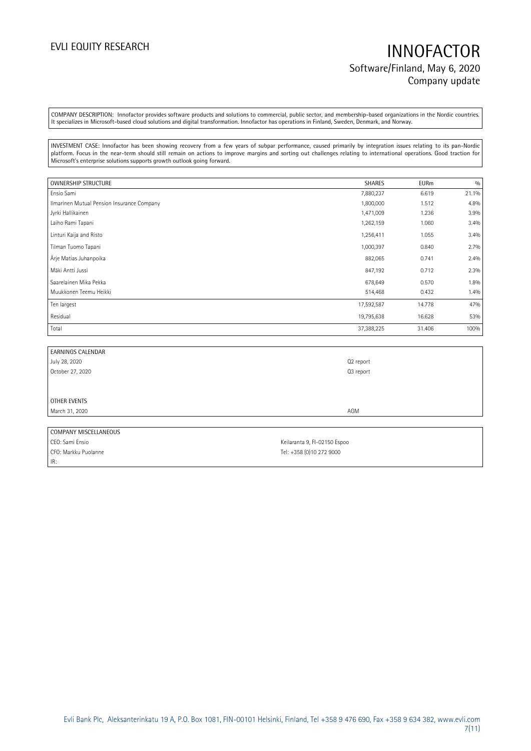COMPANY DESCRIPTION: Innofactor provides software products and solutions to commercial, public sector, and membership-based organizations in the Nordic countries. It specializes in Microsoft-based cloud solutions and digital transformation. Innofactor has operations in Finland, Sweden, Denmark, and Norway.

INVESTMENT CASE: Innofactor has been showing recovery from a few years of subpar performance, caused primarily by integration issues relating to its pan-Nordic platform. Focus in the near-term should still remain on actions to improve margins and sorting out challenges relating to international operations. Good traction for Microsoft's enterprise solutions supports growth outlook going forward.

| OWNERSHIP STRUCTURE | SHARES | EURm | % |
|---|---|---|---|
| Ensio Sami | 7,880,237 | 6.619 | 21.1% |
| Ilmarinen Mutual Pension Insurance Company | 1,800,000 | 1.512 | 4.8% |
| Jyrki Hallikainen | 1,471,009 | 1.236 | 3.9% |
| Laiho Rami Tapani | 1,262,159 | 1.060 | 3.4% |
| Linturi Kaija and Risto | 1,256,411 | 1.055 | 3.4% |
| Tilman Tuomo Tapani | 1,000,397 | 0.840 | 2.7% |
| Ärje Matias Juhanpoika | 882,065 | 0.741 | 2.4% |
| Mäki Antti Jussi | 847,192 | 0.712 | 2.3% |
| Saarelainen Mika Pekka | 678,649 | 0.570 | 1.8% |
| Muukkonen Teemu Heikki | 514,468 | 0.432 | 1.4% |
| Ten largest | 17,592,587 | 14.778 | 47% |
| Residual | 19,795,638 | 16.628 | 53% |
| Total | 37,388,225 | 31.406 | 100% |

| EARNINGS CALENDAR | |
|---|---|
| July 28, 2020 | Q2 report |
| October 27, 2020 | Q3 report |
| | |
| OTHER EVENTS | |
| March 31, 2020 | AGM |

| COMPANY MISCELLANEOUS | |
|---|---|
| CEO: Sami Ensio | Keilaranta 9, FI-02150 Espoo |
| CFO: Markku Puolanne | Tel: +358 (0)10 272 9000 |
| IR: | |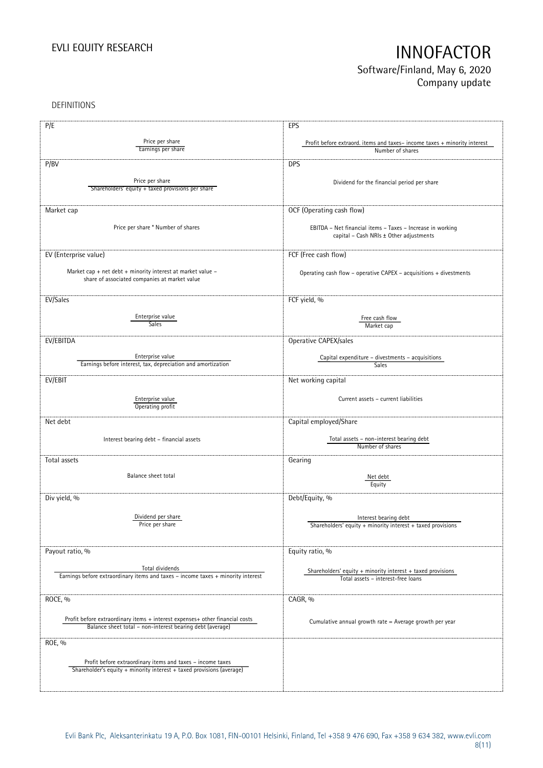DEFINITIONS

| P/E | EPS |
|---|---|
| Price per share / Earnings per share | Profit before extraord. items and taxes– income taxes + minority interest / Number of shares |
| **P/BV** | **DPS** |
| Price per share / Shareholders' equity + taxed provisions per share | Dividend for the financial period per share |
| **Market cap** | **OCF (Operating cash flow)** |
| Price per share * Number of shares | EBITDA – Net financial items – Taxes – Increase in working capital – Cash NRIs ± Other adjustments |
| **EV (Enterprise value)** | **FCF (Free cash flow)** |
| Market cap + net debt + minority interest at market value – share of associated companies at market value | Operating cash flow – operative CAPEX – acquisitions + divestments |
| **EV/Sales** | **FCF yield, %** |
| Enterprise value / Sales | Free cash flow / Market cap |
| **EV/EBITDA** | **Operative CAPEX/sales** |
| Enterprise value / Earnings before interest, tax, depreciation and amortization | Capital expenditure – divestments – acquisitions / Sales |
| **EV/EBIT** | **Net working capital** |
| Enterprise value / Operating profit | Current assets – current liabilities |
| **Net debt** | **Capital employed/Share** |
| Interest bearing debt – financial assets | Total assets – non-interest bearing debt / Number of shares |
| **Total assets** | **Gearing** |
| Balance sheet total | Net debt / Equity |
| **Div yield, %** | **Debt/Equity, %** |
| Dividend per share / Price per share | Interest bearing debt / Shareholders' equity + minority interest + taxed provisions |
| **Payout ratio, %** | **Equity ratio, %** |
| Total dividends / Earnings before extraordinary items and taxes – income taxes + minority interest | Shareholders' equity + minority interest + taxed provisions / Total assets – interest-free loans |
| **ROCE, %** | **CAGR, %** |
| Profit before extraordinary items + interest expenses+ other financial costs / Balance sheet total – non-interest bearing debt (average) | Cumulative annual growth rate = Average growth per year |
| **ROE, %** | |
| Profit before extraordinary items and taxes – income taxes / Shareholder's equity + minority interest + taxed provisions (average) | |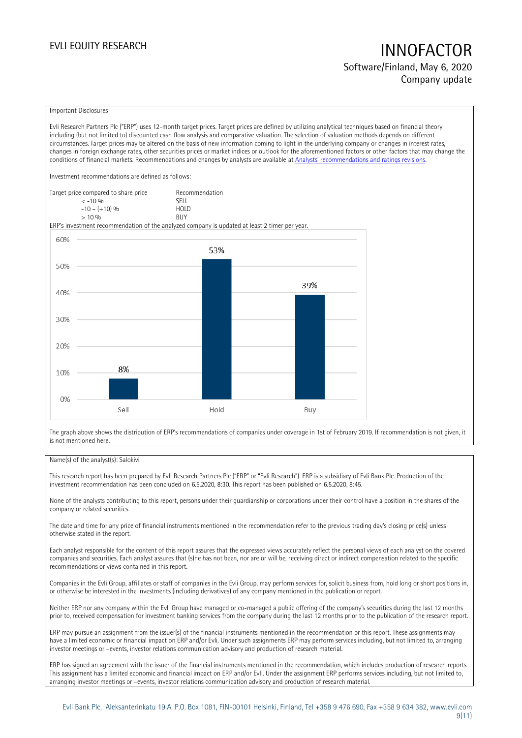Important Disclosures

Evli Research Partners Plc ("ERP") uses 12-month target prices. Target prices are defined by utilizing analytical techniques based on financial theory including (but not limited to) discounted cash flow analysis and comparative valuation. The selection of valuation methods depends on different circumstances. Target prices may be altered on the basis of new information coming to light in the underlying company or changes in interest rates, changes in foreign exchange rates, other securities prices or market indices or outlook for the aforementioned factors or other factors that may change the conditions of financial markets. Recommendations and changes by analysts are available at [Analysts' recommendations and ratings revisions](#).

Investment recommendations are defined as follows:

| Target price compared to share price | Recommendation |
|---|---|
| < -10 % | SELL |
| -10 – (+10) % | HOLD |
| > 10 % | BUY |

ERP's investment recommendation of the analyzed company is updated at least 2 timer per year.

| Recommendation | Share |
|---|---|
| Sell | 8% |
| Hold | 53% |
| Buy | 39% |

The graph above shows the distribution of ERP's recommendations of companies under coverage in 1st of February 2019. If recommendation is not given, it is not mentioned here.

Name(s) of the analyst(s): Salokivi

This research report has been prepared by Evli Research Partners Plc ("ERP" or "Evli Research"). ERP is a subsidiary of Evli Bank Plc. Production of the investment recommendation has been concluded on 6.5.2020, 8:30. This report has been published on 6.5.2020, 8:45.

None of the analysts contributing to this report, persons under their guardianship or corporations under their control have a position in the shares of the company or related securities.

The date and time for any price of financial instruments mentioned in the recommendation refer to the previous trading day's closing price(s) unless otherwise stated in the report.

Each analyst responsible for the content of this report assures that the expressed views accurately reflect the personal views of each analyst on the covered companies and securities. Each analyst assures that (s)he has not been, nor are or will be, receiving direct or indirect compensation related to the specific recommendations or views contained in this report.

Companies in the Evli Group, affiliates or staff of companies in the Evli Group, may perform services for, solicit business from, hold long or short positions in, or otherwise be interested in the investments (including derivatives) of any company mentioned in the publication or report.

Neither ERP nor any company within the Evli Group have managed or co-managed a public offering of the company's securities during the last 12 months prior to, received compensation for investment banking services from the company during the last 12 months prior to the publication of the research report.

ERP may pursue an assignment from the issuer(s) of the financial instruments mentioned in the recommendation or this report. These assignments may have a limited economic or financial impact on ERP and/or Evli. Under such assignments ERP may perform services including, but not limited to, arranging investor meetings or –events, investor relations communication advisory and production of research material.

ERP has signed an agreement with the issuer of the financial instruments mentioned in the recommendation, which includes production of research reports. This assignment has a limited economic and financial impact on ERP and/or Evli. Under the assignment ERP performs services including, but not limited to, arranging investor meetings or –events, investor relations communication advisory and production of research material.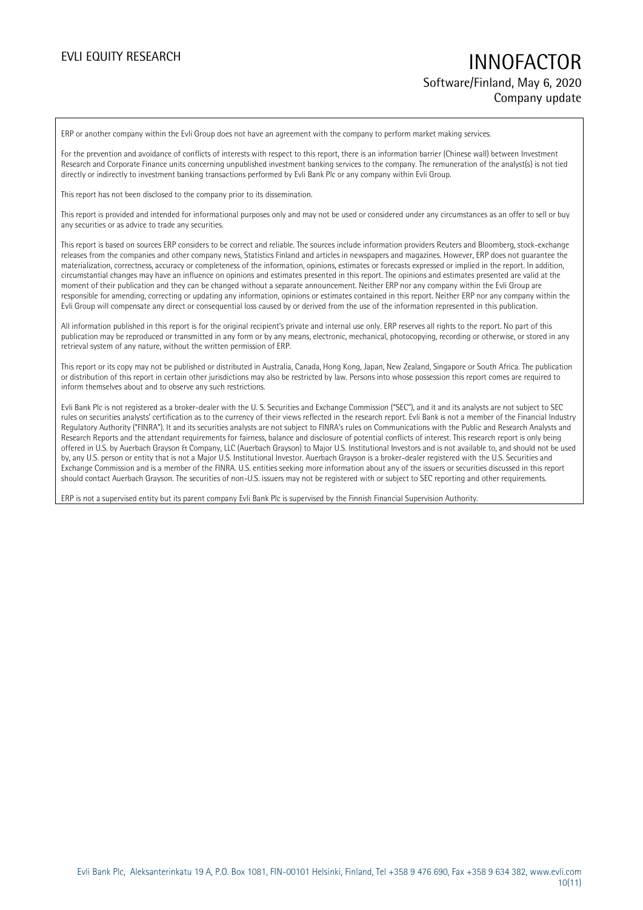ERP or another company within the Evli Group does not have an agreement with the company to perform market making services.

For the prevention and avoidance of conflicts of interests with respect to this report, there is an information barrier (Chinese wall) between Investment Research and Corporate Finance units concerning unpublished investment banking services to the company. The remuneration of the analyst(s) is not tied directly or indirectly to investment banking transactions performed by Evli Bank Plc or any company within Evli Group.

This report has not been disclosed to the company prior to its dissemination.

This report is provided and intended for informational purposes only and may not be used or considered under any circumstances as an offer to sell or buy any securities or as advice to trade any securities.

This report is based on sources ERP considers to be correct and reliable. The sources include information providers Reuters and Bloomberg, stock-exchange releases from the companies and other company news, Statistics Finland and articles in newspapers and magazines. However, ERP does not guarantee the materialization, correctness, accuracy or completeness of the information, opinions, estimates or forecasts expressed or implied in the report. In addition, circumstantial changes may have an influence on opinions and estimates presented in this report. The opinions and estimates presented are valid at the moment of their publication and they can be changed without a separate announcement. Neither ERP nor any company within the Evli Group are responsible for amending, correcting or updating any information, opinions or estimates contained in this report. Neither ERP nor any company within the Evli Group will compensate any direct or consequential loss caused by or derived from the use of the information represented in this publication.

All information published in this report is for the original recipient's private and internal use only. ERP reserves all rights to the report. No part of this publication may be reproduced or transmitted in any form or by any means, electronic, mechanical, photocopying, recording or otherwise, or stored in any retrieval system of any nature, without the written permission of ERP.

This report or its copy may not be published or distributed in Australia, Canada, Hong Kong, Japan, New Zealand, Singapore or South Africa. The publication or distribution of this report in certain other jurisdictions may also be restricted by law. Persons into whose possession this report comes are required to inform themselves about and to observe any such restrictions.

Evli Bank Plc is not registered as a broker-dealer with the U. S. Securities and Exchange Commission ("SEC"), and it and its analysts are not subject to SEC rules on securities analysts' certification as to the currency of their views reflected in the research report. Evli Bank is not a member of the Financial Industry Regulatory Authority ("FINRA"). It and its securities analysts are not subject to FINRA's rules on Communications with the Public and Research Analysts and Research Reports and the attendant requirements for fairness, balance and disclosure of potential conflicts of interest. This research report is only being offered in U.S. by Auerbach Grayson & Company, LLC (Auerbach Grayson) to Major U.S. Institutional Investors and is not available to, and should not be used by, any U.S. person or entity that is not a Major U.S. Institutional Investor. Auerbach Grayson is a broker-dealer registered with the U.S. Securities and Exchange Commission and is a member of the FINRA. U.S. entities seeking more information about any of the issuers or securities discussed in this report should contact Auerbach Grayson. The securities of non-U.S. issuers may not be registered with or subject to SEC reporting and other requirements.

ERP is not a supervised entity but its parent company Evli Bank Plc is supervised by the Finnish Financial Supervision Authority.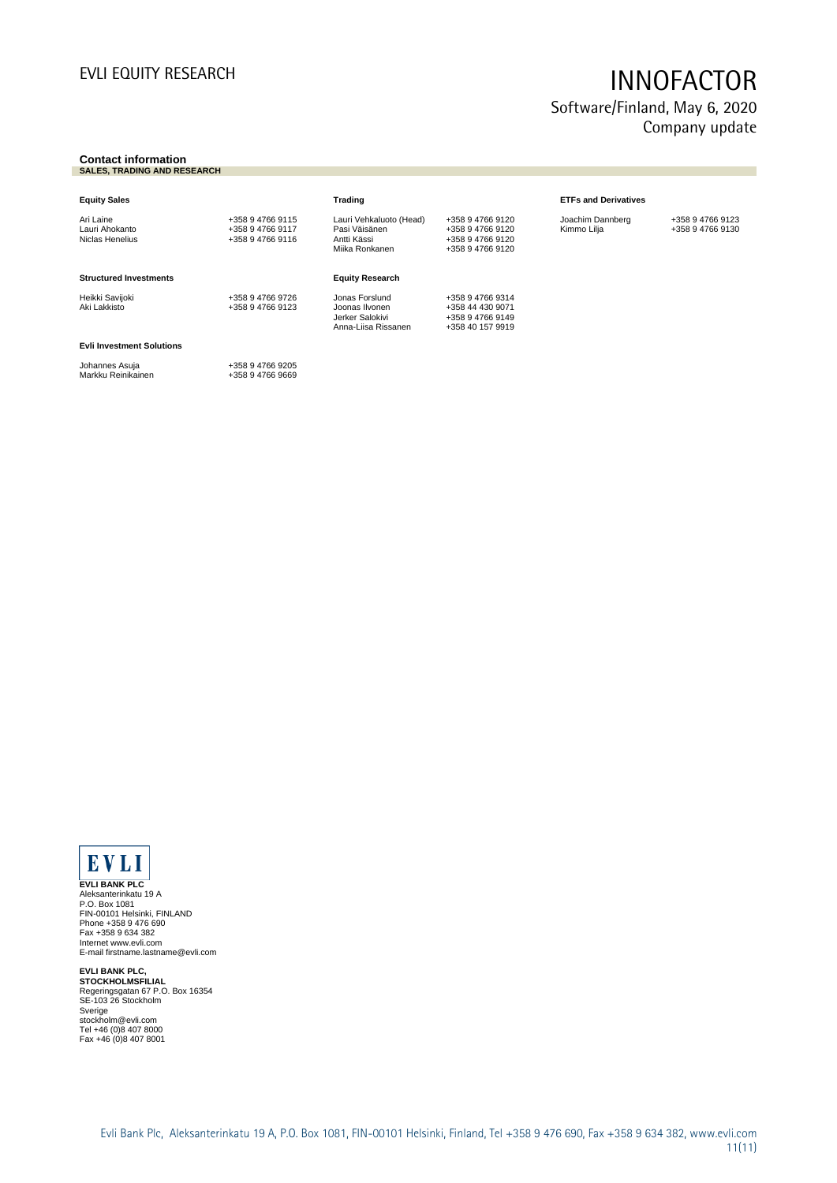## Contact information

**SALES, TRADING AND RESEARCH**

**Equity Sales**

| | |
|---|---|
| Ari Laine | +358 9 4766 9115 |
| Lauri Ahokanto | +358 9 4766 9117 |
| Niclas Henelius | +358 9 4766 9116 |

**Trading**

| | |
|---|---|
| Lauri Vehkaluoto (Head) | +358 9 4766 9120 |
| Pasi Väisänen | +358 9 4766 9120 |
| Antti Kässi | +358 9 4766 9120 |
| Miika Ronkanen | +358 9 4766 9120 |

**ETFs and Derivatives**

| | |
|---|---|
| Joachim Dannberg | +358 9 4766 9123 |
| Kimmo Lilja | +358 9 4766 9130 |

**Structured Investments**

| | |
|---|---|
| Heikki Savijoki | +358 9 4766 9726 |
| Aki Lakkisto | +358 9 4766 9123 |

**Equity Research**

| | |
|---|---|
| Jonas Forslund | +358 9 4766 9314 |
| Joonas Ilvonen | +358 44 430 9071 |
| Jerker Salokivi | +358 9 4766 9149 |
| Anna-Liisa Rissanen | +358 40 157 9919 |

**Evli Investment Solutions**

| | |
|---|---|
| Johannes Asuja | +358 9 4766 9205 |
| Markku Reinikainen | +358 9 4766 9669 |

EVLI

**EVLI BANK PLC**
Aleksanterinkatu 19 A
P.O. Box 1081
FIN-00101 Helsinki, FINLAND
Phone +358 9 476 690
Fax +358 9 634 382
Internet www.evli.com
E-mail firstname.lastname@evli.com

**EVLI BANK PLC, STOCKHOLMSFILIAL**
Regeringsgatan 67 P.O. Box 16354
SE-103 26 Stockholm
Sverige
stockholm@evli.com
Tel +46 (0)8 407 8000
Fax +46 (0)8 407 8001